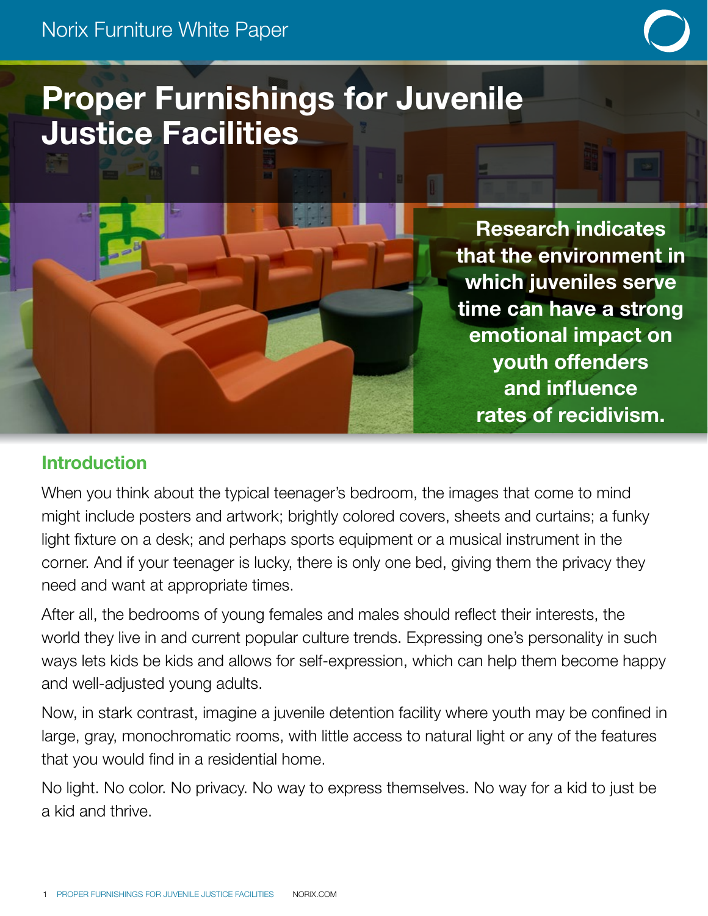Norix Furniture White Paper

# Proper Furnishings for Juvenile Justice Facilities

**Research indicates that the environment in which juveniles serve time can have a strong emotional impact on youth offenders and influence rates of recidivism.**

## Introduction

When you think about the typical teenager's bedroom, the images that come to mind might include posters and artwork; brightly colored covers, sheets and curtains; a funky light fixture on a desk; and perhaps sports equipment or a musical instrument in the corner. And if your teenager is lucky, there is only one bed, giving them the privacy they need and want at appropriate times.

After all, the bedrooms of young females and males should reflect their interests, the world they live in and current popular culture trends. Expressing one's personality in such ways lets kids be kids and allows for self-expression, which can help them become happy and well-adjusted young adults.

Now, in stark contrast, imagine a juvenile detention facility where youth may be confined in large, gray, monochromatic rooms, with little access to natural light or any of the features that you would find in a residential home.

No light. No color. No privacy. No way to express themselves. No way for a kid to just be a kid and thrive.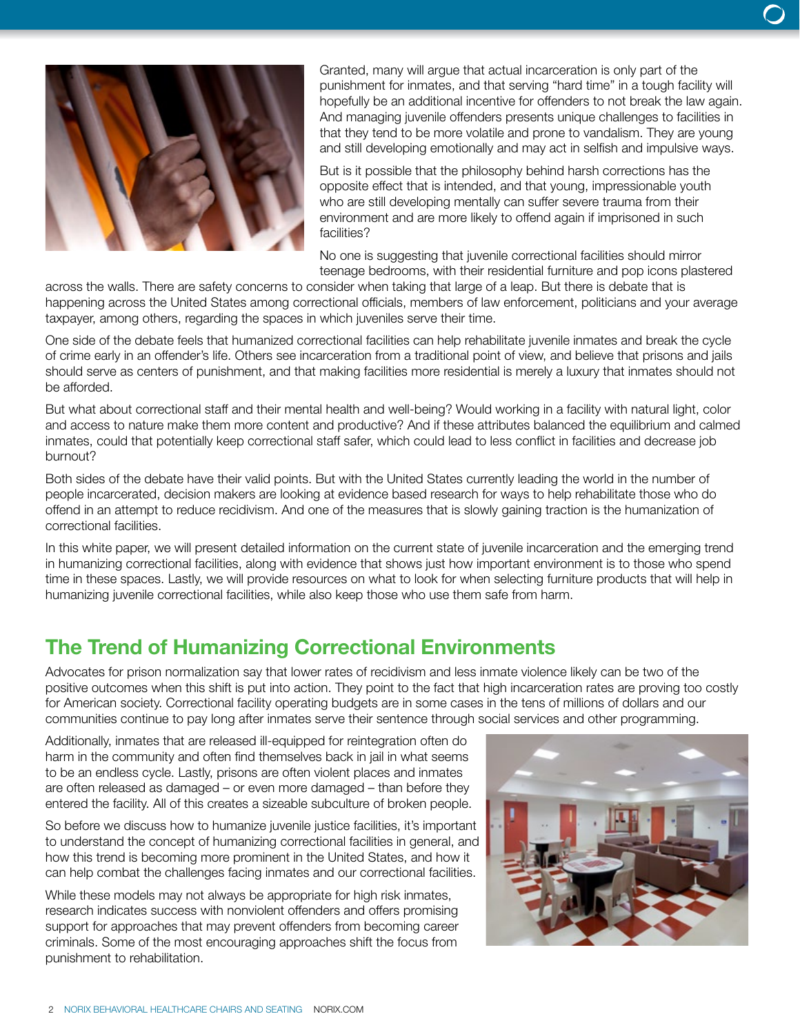Granted, many will argue that actual incarceration is only part of the punishment for inmates, and that serving "hard time" in a tough facility will hopefully be an additional incentive for offenders to not break the law again. And managing juvenile offenders presents unique challenges to facilities in that they tend to be more volatile and prone to vandalism. They are young and still developing emotionally and may act in selfish and impulsive ways.

But is it possible that the philosophy behind harsh corrections has the opposite effect that is intended, and that young, impressionable youth who are still developing mentally can suffer severe trauma from their environment and are more likely to offend again if imprisoned in such facilities?

No one is suggesting that juvenile correctional facilities should mirror teenage bedrooms, with their residential furniture and pop icons plastered across the walls. There are safety concerns to consider when taking that large of a leap. But there is debate that is happening across the United States among correctional officials, members of law enforcement, politicians and your average taxpayer, among others, regarding the spaces in which juveniles serve their time.

One side of the debate feels that humanized correctional facilities can help rehabilitate juvenile inmates and break the cycle of crime early in an offender's life. Others see incarceration from a traditional point of view, and believe that prisons and jails should serve as centers of punishment, and that making facilities more residential is merely a luxury that inmates should not be afforded.

But what about correctional staff and their mental health and well-being? Would working in a facility with natural light, color and access to nature make them more content and productive? And if these attributes balanced the equilibrium and calmed inmates, could that potentially keep correctional staff safer, which could lead to less conflict in facilities and decrease job burnout?

Both sides of the debate have their valid points. But with the United States currently leading the world in the number of people incarcerated, decision makers are looking at evidence based research for ways to help rehabilitate those who do offend in an attempt to reduce recidivism. And one of the measures that is slowly gaining traction is the humanization of correctional facilities.

In this white paper, we will present detailed information on the current state of juvenile incarceration and the emerging trend in humanizing correctional facilities, along with evidence that shows just how important environment is to those who spend time in these spaces. Lastly, we will provide resources on what to look for when selecting furniture products that will help in humanizing juvenile correctional facilities, while also keep those who use them safe from harm.

## The Trend of Humanizing Correctional Environments

Advocates for prison normalization say that lower rates of recidivism and less inmate violence likely can be two of the positive outcomes when this shift is put into action. They point to the fact that high incarceration rates are proving too costly for American society. Correctional facility operating budgets are in some cases in the tens of millions of dollars and our communities continue to pay long after inmates serve their sentence through social services and other programming.

Additionally, inmates that are released ill-equipped for reintegration often do harm in the community and often find themselves back in jail in what seems to be an endless cycle. Lastly, prisons are often violent places and inmates are often released as damaged – or even more damaged – than before they entered the facility. All of this creates a sizeable subculture of broken people.

So before we discuss how to humanize juvenile justice facilities, it's important to understand the concept of humanizing correctional facilities in general, and how this trend is becoming more prominent in the United States, and how it can help combat the challenges facing inmates and our correctional facilities.

While these models may not always be appropriate for high risk inmates, research indicates success with nonviolent offenders and offers promising support for approaches that may prevent offenders from becoming career criminals. Some of the most encouraging approaches shift the focus from punishment to rehabilitation.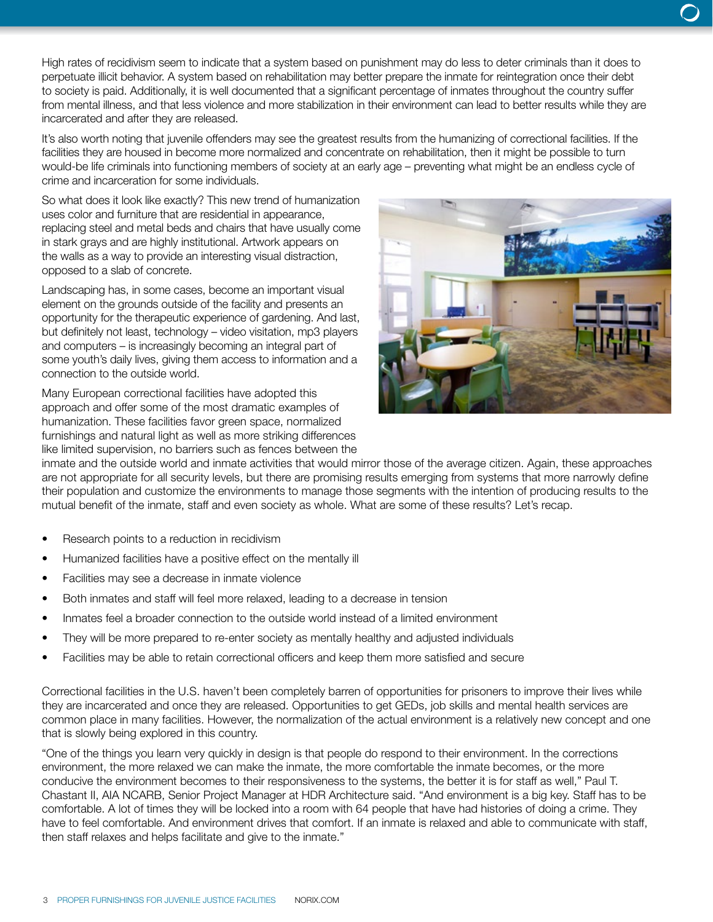High rates of recidivism seem to indicate that a system based on punishment may do less to deter criminals than it does to perpetuate illicit behavior. A system based on rehabilitation may better prepare the inmate for reintegration once their debt to society is paid. Additionally, it is well documented that a significant percentage of inmates throughout the country suffer from mental illness, and that less violence and more stabilization in their environment can lead to better results while they are incarcerated and after they are released.

It's also worth noting that juvenile offenders may see the greatest results from the humanizing of correctional facilities. If the facilities they are housed in become more normalized and concentrate on rehabilitation, then it might be possible to turn would-be life criminals into functioning members of society at an early age – preventing what might be an endless cycle of crime and incarceration for some individuals.

So what does it look like exactly? This new trend of humanization uses color and furniture that are residential in appearance, replacing steel and metal beds and chairs that have usually come in stark grays and are highly institutional. Artwork appears on the walls as a way to provide an interesting visual distraction, opposed to a slab of concrete.

Landscaping has, in some cases, become an important visual element on the grounds outside of the facility and presents an opportunity for the therapeutic experience of gardening. And last, but definitely not least, technology – video visitation, mp3 players and computers – is increasingly becoming an integral part of some youth's daily lives, giving them access to information and a connection to the outside world.

Many European correctional facilities have adopted this approach and offer some of the most dramatic examples of humanization. These facilities favor green space, normalized furnishings and natural light as well as more striking differences like limited supervision, no barriers such as fences between the inmate and the outside world and inmate activities that would mirror those of the average citizen. Again, these approaches are not appropriate for all security levels, but there are promising results emerging from systems that more narrowly define their population and customize the environments to manage those segments with the intention of producing results to the mutual benefit of the inmate, staff and even society as whole. What are some of these results? Let's recap.

- Research points to a reduction in recidivism
- Humanized facilities have a positive effect on the mentally ill
- Facilities may see a decrease in inmate violence
- Both inmates and staff will feel more relaxed, leading to a decrease in tension
- Inmates feel a broader connection to the outside world instead of a limited environment
- They will be more prepared to re-enter society as mentally healthy and adjusted individuals
- Facilities may be able to retain correctional officers and keep them more satisfied and secure

Correctional facilities in the U.S. haven't been completely barren of opportunities for prisoners to improve their lives while they are incarcerated and once they are released. Opportunities to get GEDs, job skills and mental health services are common place in many facilities. However, the normalization of the actual environment is a relatively new concept and one that is slowly being explored in this country.

"One of the things you learn very quickly in design is that people do respond to their environment. In the corrections environment, the more relaxed we can make the inmate, the more comfortable the inmate becomes, or the more conducive the environment becomes to their responsiveness to the systems, the better it is for staff as well," Paul T. Chastant II, AIA NCARB, Senior Project Manager at HDR Architecture said. "And environment is a big key. Staff has to be comfortable. A lot of times they will be locked into a room with 64 people that have had histories of doing a crime. They have to feel comfortable. And environment drives that comfort. If an inmate is relaxed and able to communicate with staff, then staff relaxes and helps facilitate and give to the inmate."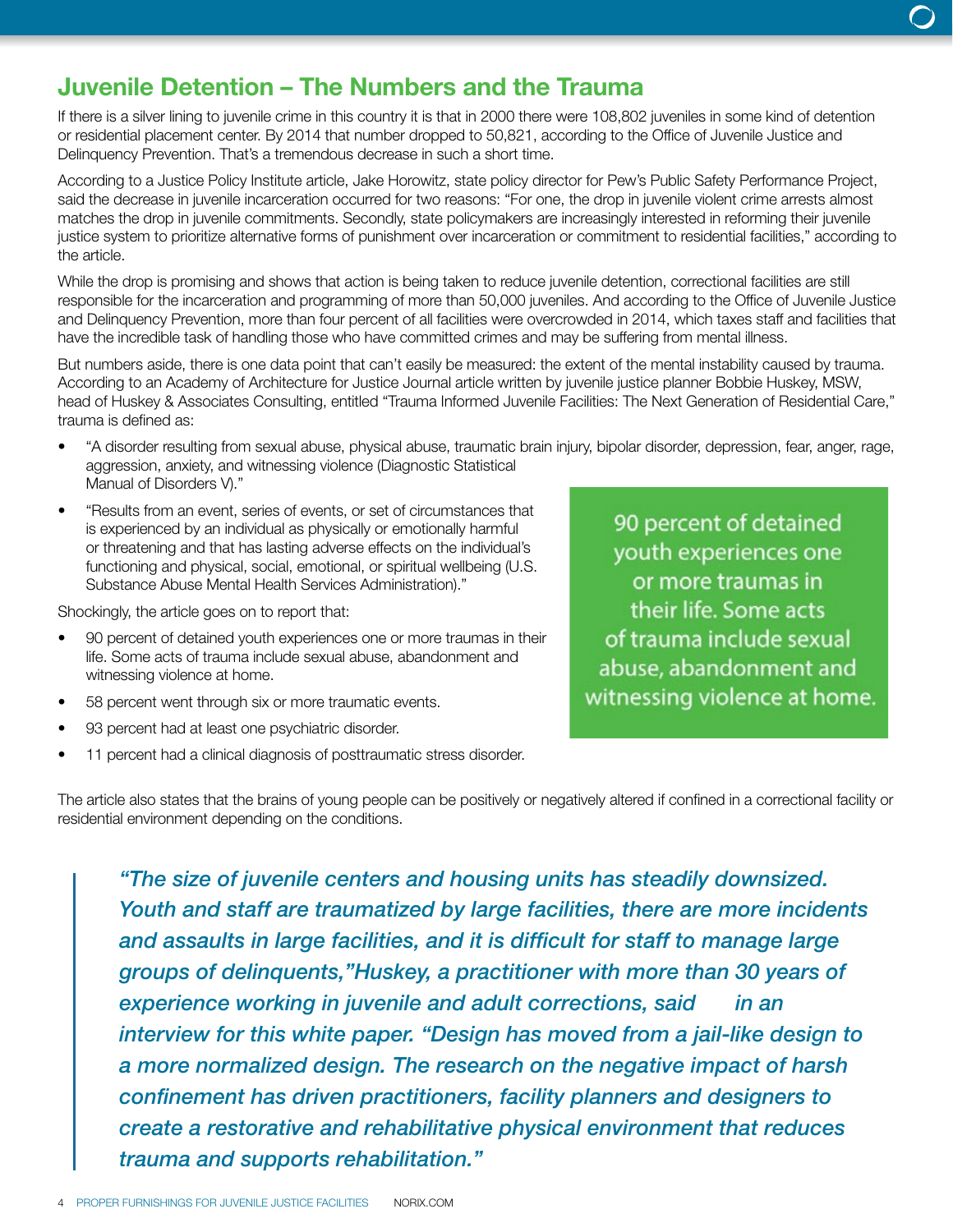## Juvenile Detention – The Numbers and the Trauma

If there is a silver lining to juvenile crime in this country it is that in 2000 there were 108,802 juveniles in some kind of detention or residential placement center. By 2014 that number dropped to 50,821, according to the Office of Juvenile Justice and Delinquency Prevention. That's a tremendous decrease in such a short time.

According to a Justice Policy Institute article, Jake Horowitz, state policy director for Pew's Public Safety Performance Project, said the decrease in juvenile incarceration occurred for two reasons: "For one, the drop in juvenile violent crime arrests almost matches the drop in juvenile commitments. Secondly, state policymakers are increasingly interested in reforming their juvenile justice system to prioritize alternative forms of punishment over incarceration or commitment to residential facilities," according to the article.

While the drop is promising and shows that action is being taken to reduce juvenile detention, correctional facilities are still responsible for the incarceration and programming of more than 50,000 juveniles. And according to the Office of Juvenile Justice and Delinquency Prevention, more than four percent of all facilities were overcrowded in 2014, which taxes staff and facilities that have the incredible task of handling those who have committed crimes and may be suffering from mental illness.

But numbers aside, there is one data point that can't easily be measured: the extent of the mental instability caused by trauma. According to an Academy of Architecture for Justice Journal article written by juvenile justice planner Bobbie Huskey, MSW, head of Huskey & Associates Consulting, entitled "Trauma Informed Juvenile Facilities: The Next Generation of Residential Care," trauma is defined as:

- "A disorder resulting from sexual abuse, physical abuse, traumatic brain injury, bipolar disorder, depression, fear, anger, rage, aggression, anxiety, and witnessing violence (Diagnostic Statistical Manual of Disorders V)."
- "Results from an event, series of events, or set of circumstances that is experienced by an individual as physically or emotionally harmful or threatening and that has lasting adverse effects on the individual's functioning and physical, social, emotional, or spiritual wellbeing (U.S. Substance Abuse Mental Health Services Administration)."

Shockingly, the article goes on to report that:

- 90 percent of detained youth experiences one or more traumas in their life. Some acts of trauma include sexual abuse, abandonment and witnessing violence at home.
- 58 percent went through six or more traumatic events.
- 93 percent had at least one psychiatric disorder.
- 11 percent had a clinical diagnosis of posttraumatic stress disorder.

> 90 percent of detained youth experiences one or more traumas in their life. Some acts of trauma include sexual abuse, abandonment and witnessing violence at home.

The article also states that the brains of young people can be positively or negatively altered if confined in a correctional facility or residential environment depending on the conditions.

> *"The size of juvenile centers and housing units has steadily downsized. Youth and staff are traumatized by large facilities, there are more incidents and assaults in large facilities, and it is difficult for staff to manage large groups of delinquents," Huskey, a practitioner with more than 30 years of experience working in juvenile and adult corrections, said in an interview for this white paper. "Design has moved from a jail-like design to a more normalized design. The research on the negative impact of harsh confinement has driven practitioners, facility planners and designers to create a restorative and rehabilitative physical environment that reduces trauma and supports rehabilitation."*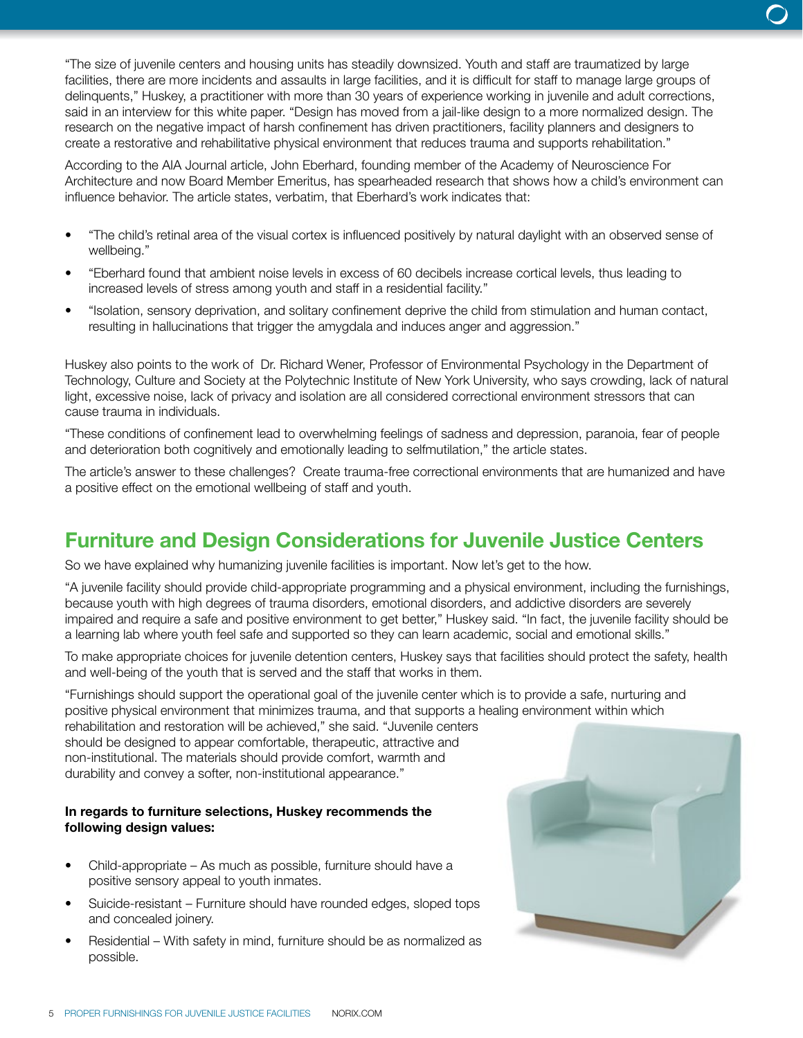"The size of juvenile centers and housing units has steadily downsized. Youth and staff are traumatized by large facilities, there are more incidents and assaults in large facilities, and it is difficult for staff to manage large groups of delinquents," Huskey, a practitioner with more than 30 years of experience working in juvenile and adult corrections, said in an interview for this white paper. "Design has moved from a jail-like design to a more normalized design. The research on the negative impact of harsh confinement has driven practitioners, facility planners and designers to create a restorative and rehabilitative physical environment that reduces trauma and supports rehabilitation."

According to the AIA Journal article, John Eberhard, founding member of the Academy of Neuroscience For Architecture and now Board Member Emeritus, has spearheaded research that shows how a child's environment can influence behavior. The article states, verbatim, that Eberhard's work indicates that:

- "The child's retinal area of the visual cortex is influenced positively by natural daylight with an observed sense of wellbeing."
- "Eberhard found that ambient noise levels in excess of 60 decibels increase cortical levels, thus leading to increased levels of stress among youth and staff in a residential facility."
- "Isolation, sensory deprivation, and solitary confinement deprive the child from stimulation and human contact, resulting in hallucinations that trigger the amygdala and induces anger and aggression."

Huskey also points to the work of Dr. Richard Wener, Professor of Environmental Psychology in the Department of Technology, Culture and Society at the Polytechnic Institute of New York University, who says crowding, lack of natural light, excessive noise, lack of privacy and isolation are all considered correctional environment stressors that can cause trauma in individuals.

"These conditions of confinement lead to overwhelming feelings of sadness and depression, paranoia, fear of people and deterioration both cognitively and emotionally leading to selfmutilation," the article states.

The article's answer to these challenges? Create trauma-free correctional environments that are humanized and have a positive effect on the emotional wellbeing of staff and youth.

## Furniture and Design Considerations for Juvenile Justice Centers

So we have explained why humanizing juvenile facilities is important. Now let's get to the how.

"A juvenile facility should provide child-appropriate programming and a physical environment, including the furnishings, because youth with high degrees of trauma disorders, emotional disorders, and addictive disorders are severely impaired and require a safe and positive environment to get better," Huskey said. "In fact, the juvenile facility should be a learning lab where youth feel safe and supported so they can learn academic, social and emotional skills."

To make appropriate choices for juvenile detention centers, Huskey says that facilities should protect the safety, health and well-being of the youth that is served and the staff that works in them.

"Furnishings should support the operational goal of the juvenile center which is to provide a safe, nurturing and positive physical environment that minimizes trauma, and that supports a healing environment within which rehabilitation and restoration will be achieved," she said. "Juvenile centers should be designed to appear comfortable, therapeutic, attractive and non-institutional. The materials should provide comfort, warmth and durability and convey a softer, non-institutional appearance."

**In regards to furniture selections, Huskey recommends the following design values:**

- Child-appropriate – As much as possible, furniture should have a positive sensory appeal to youth inmates.
- Suicide-resistant – Furniture should have rounded edges, sloped tops and concealed joinery.
- Residential – With safety in mind, furniture should be as normalized as possible.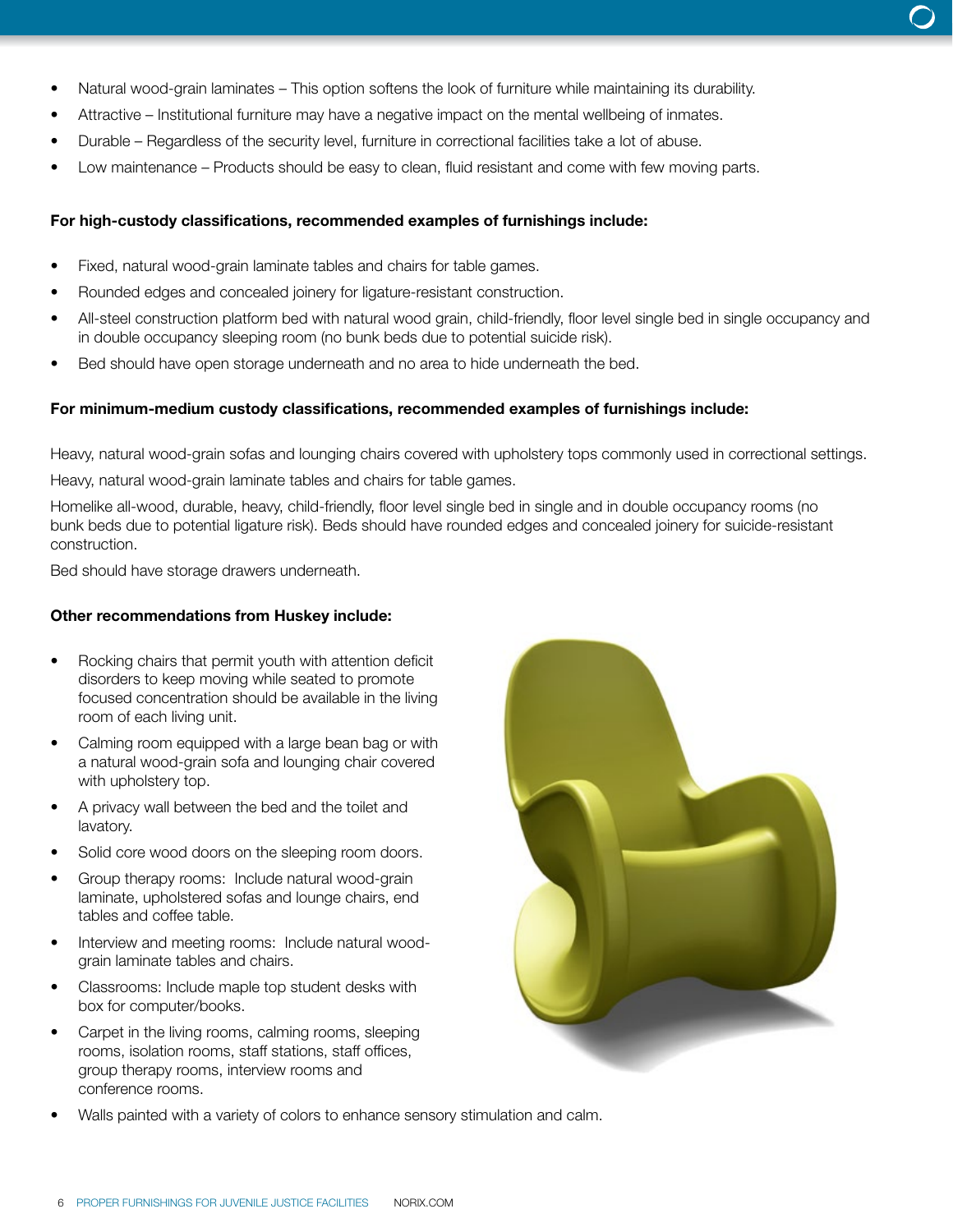- Natural wood-grain laminates – This option softens the look of furniture while maintaining its durability.
- Attractive – Institutional furniture may have a negative impact on the mental wellbeing of inmates.
- Durable – Regardless of the security level, furniture in correctional facilities take a lot of abuse.
- Low maintenance – Products should be easy to clean, fluid resistant and come with few moving parts.

**For high-custody classifications, recommended examples of furnishings include:**

- Fixed, natural wood-grain laminate tables and chairs for table games.
- Rounded edges and concealed joinery for ligature-resistant construction.
- All-steel construction platform bed with natural wood grain, child-friendly, floor level single bed in single occupancy and in double occupancy sleeping room (no bunk beds due to potential suicide risk).
- Bed should have open storage underneath and no area to hide underneath the bed.

**For minimum-medium custody classifications, recommended examples of furnishings include:**

Heavy, natural wood-grain sofas and lounging chairs covered with upholstery tops commonly used in correctional settings.

Heavy, natural wood-grain laminate tables and chairs for table games.

Homelike all-wood, durable, heavy, child-friendly, floor level single bed in single and in double occupancy rooms (no bunk beds due to potential ligature risk). Beds should have rounded edges and concealed joinery for suicide-resistant construction.

Bed should have storage drawers underneath.

**Other recommendations from Huskey include:**

- Rocking chairs that permit youth with attention deficit disorders to keep moving while seated to promote focused concentration should be available in the living room of each living unit.
- Calming room equipped with a large bean bag or with a natural wood-grain sofa and lounging chair covered with upholstery top.
- A privacy wall between the bed and the toilet and lavatory.
- Solid core wood doors on the sleeping room doors.
- Group therapy rooms: Include natural wood-grain laminate, upholstered sofas and lounge chairs, end tables and coffee table.
- Interview and meeting rooms: Include natural wood-grain laminate tables and chairs.
- Classrooms: Include maple top student desks with box for computer/books.
- Carpet in the living rooms, calming rooms, sleeping rooms, isolation rooms, staff stations, staff offices, group therapy rooms, interview rooms and conference rooms.
- Walls painted with a variety of colors to enhance sensory stimulation and calm.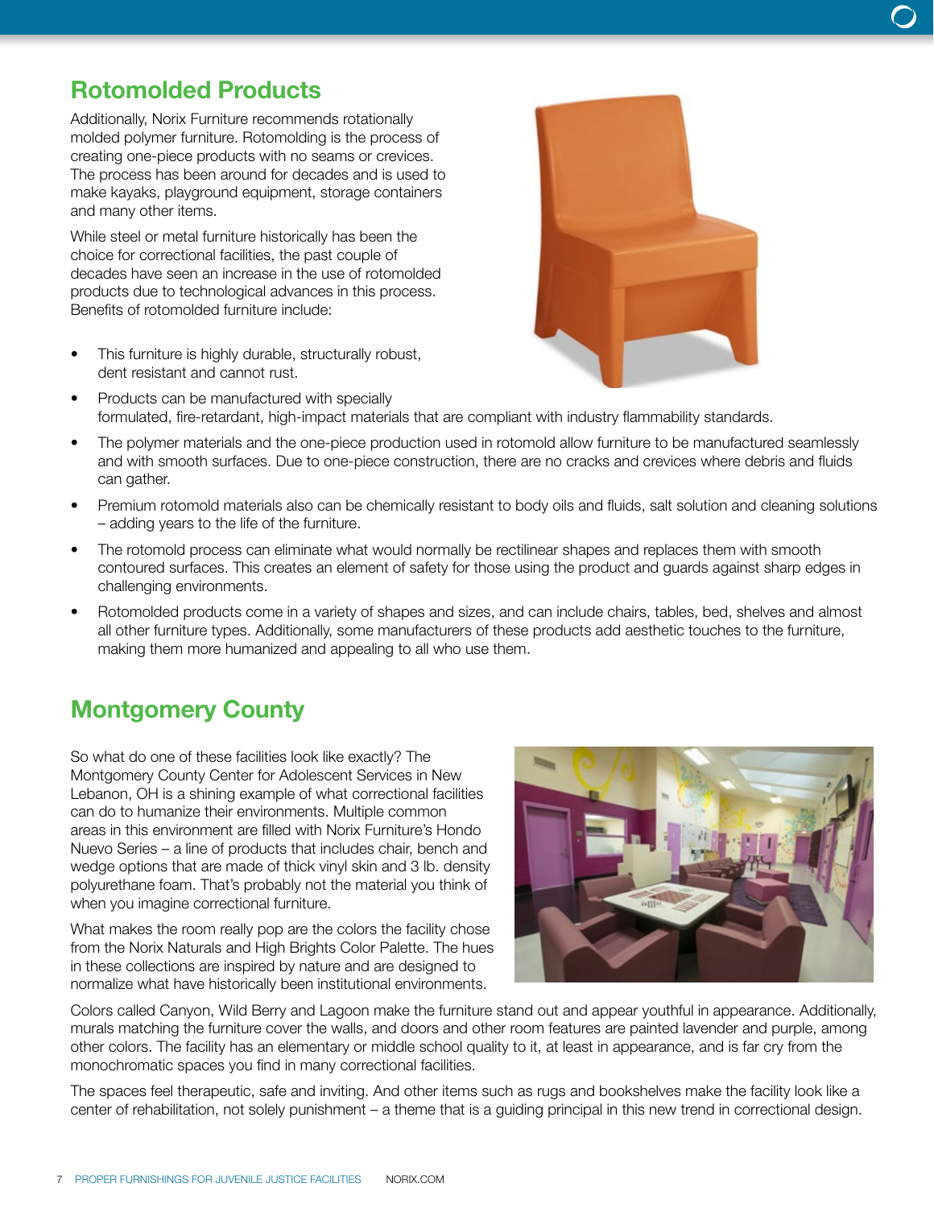## Rotomolded Products

Additionally, Norix Furniture recommends rotationally molded polymer furniture. Rotomolding is the process of creating one-piece products with no seams or crevices. The process has been around for decades and is used to make kayaks, playground equipment, storage containers and many other items.

While steel or metal furniture historically has been the choice for correctional facilities, the past couple of decades have seen an increase in the use of rotomolded products due to technological advances in this process. Benefits of rotomolded furniture include:

- This furniture is highly durable, structurally robust, dent resistant and cannot rust.
- Products can be manufactured with specially formulated, fire-retardant, high-impact materials that are compliant with industry flammability standards.
- The polymer materials and the one-piece production used in rotomold allow furniture to be manufactured seamlessly and with smooth surfaces. Due to one-piece construction, there are no cracks and crevices where debris and fluids can gather.
- Premium rotomold materials also can be chemically resistant to body oils and fluids, salt solution and cleaning solutions – adding years to the life of the furniture.
- The rotomold process can eliminate what would normally be rectilinear shapes and replaces them with smooth contoured surfaces. This creates an element of safety for those using the product and guards against sharp edges in challenging environments.
- Rotomolded products come in a variety of shapes and sizes, and can include chairs, tables, bed, shelves and almost all other furniture types. Additionally, some manufacturers of these products add aesthetic touches to the furniture, making them more humanized and appealing to all who use them.

## Montgomery County

So what do one of these facilities look like exactly? The Montgomery County Center for Adolescent Services in New Lebanon, OH is a shining example of what correctional facilities can do to humanize their environments. Multiple common areas in this environment are filled with Norix Furniture's Hondo Nuevo Series – a line of products that includes chair, bench and wedge options that are made of thick vinyl skin and 3 lb. density polyurethane foam. That's probably not the material you think of when you imagine correctional furniture.

What makes the room really pop are the colors the facility chose from the Norix Naturals and High Brights Color Palette. The hues in these collections are inspired by nature and are designed to normalize what have historically been institutional environments.

Colors called Canyon, Wild Berry and Lagoon make the furniture stand out and appear youthful in appearance. Additionally, murals matching the furniture cover the walls, and doors and other room features are painted lavender and purple, among other colors. The facility has an elementary or middle school quality to it, at least in appearance, and is far cry from the monochromatic spaces you find in many correctional facilities.

The spaces feel therapeutic, safe and inviting. And other items such as rugs and bookshelves make the facility look like a center of rehabilitation, not solely punishment – a theme that is a guiding principal in this new trend in correctional design.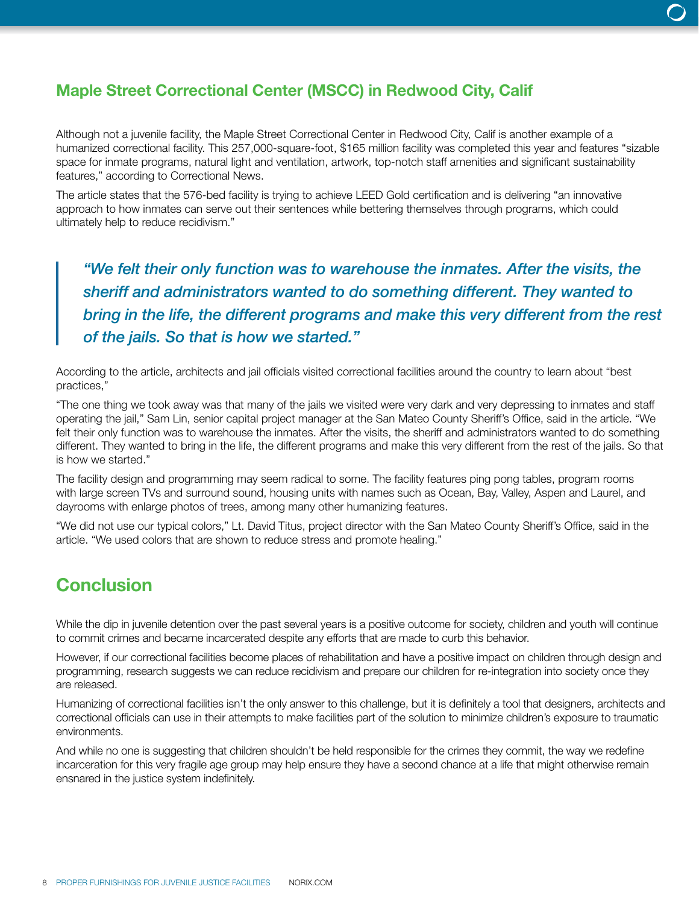## Maple Street Correctional Center (MSCC) in Redwood City, Calif

Although not a juvenile facility, the Maple Street Correctional Center in Redwood City, Calif is another example of a humanized correctional facility. This 257,000-square-foot, $165 million facility was completed this year and features "sizable space for inmate programs, natural light and ventilation, artwork, top-notch staff amenities and significant sustainability features," according to Correctional News.

The article states that the 576-bed facility is trying to achieve LEED Gold certification and is delivering "an innovative approach to how inmates can serve out their sentences while bettering themselves through programs, which could ultimately help to reduce recidivism."

> *"We felt their only function was to warehouse the inmates. After the visits, the sheriff and administrators wanted to do something different. They wanted to bring in the life, the different programs and make this very different from the rest of the jails. So that is how we started."*

According to the article, architects and jail officials visited correctional facilities around the country to learn about "best practices,"

"The one thing we took away was that many of the jails we visited were very dark and very depressing to inmates and staff operating the jail," Sam Lin, senior capital project manager at the San Mateo County Sheriff's Office, said in the article. "We felt their only function was to warehouse the inmates. After the visits, the sheriff and administrators wanted to do something different. They wanted to bring in the life, the different programs and make this very different from the rest of the jails. So that is how we started."

The facility design and programming may seem radical to some. The facility features ping pong tables, program rooms with large screen TVs and surround sound, housing units with names such as Ocean, Bay, Valley, Aspen and Laurel, and dayrooms with enlarge photos of trees, among many other humanizing features.

"We did not use our typical colors," Lt. David Titus, project director with the San Mateo County Sheriff's Office, said in the article. "We used colors that are shown to reduce stress and promote healing."

## Conclusion

While the dip in juvenile detention over the past several years is a positive outcome for society, children and youth will continue to commit crimes and became incarcerated despite any efforts that are made to curb this behavior.

However, if our correctional facilities become places of rehabilitation and have a positive impact on children through design and programming, research suggests we can reduce recidivism and prepare our children for re-integration into society once they are released.

Humanizing of correctional facilities isn't the only answer to this challenge, but it is definitely a tool that designers, architects and correctional officials can use in their attempts to make facilities part of the solution to minimize children's exposure to traumatic environments.

And while no one is suggesting that children shouldn't be held responsible for the crimes they commit, the way we redefine incarceration for this very fragile age group may help ensure they have a second chance at a life that might otherwise remain ensnared in the justice system indefinitely.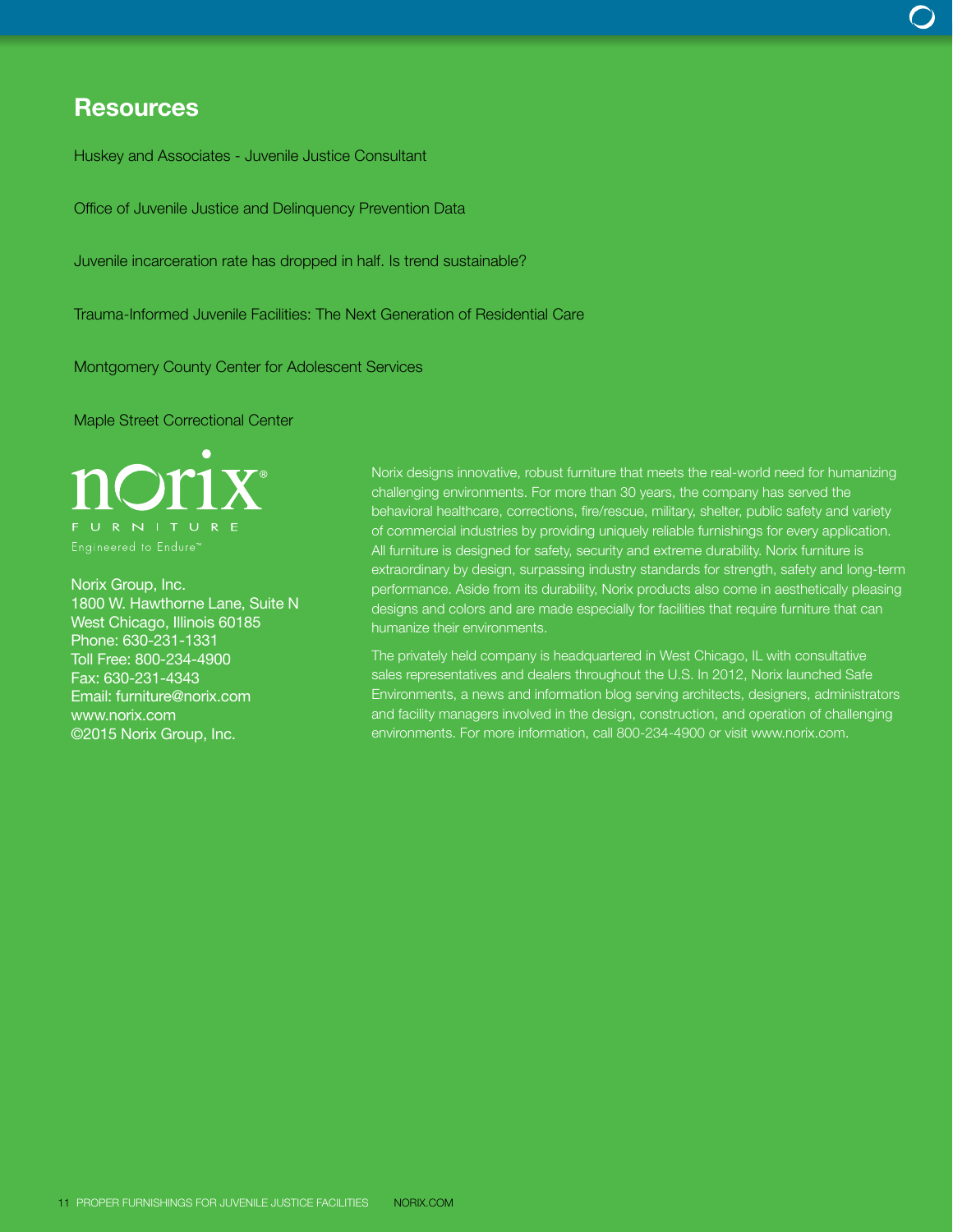## Resources

Huskey and Associates - Juvenile Justice Consultant

Office of Juvenile Justice and Delinquency Prevention Data

Juvenile incarceration rate has dropped in half. Is trend sustainable?

Trauma-Informed Juvenile Facilities: The Next Generation of Residential Care

Montgomery County Center for Adolescent Services

Maple Street Correctional Center

norix®
FURNITURE
Engineered to Endure™

Norix Group, Inc.
1800 W. Hawthorne Lane, Suite N
West Chicago, Illinois 60185
Phone: 630-231-1331
Toll Free: 800-234-4900
Fax: 630-231-4343
Email: furniture@norix.com
www.norix.com
©2015 Norix Group, Inc.

Norix designs innovative, robust furniture that meets the real-world need for humanizing challenging environments. For more than 30 years, the company has served the behavioral healthcare, corrections, fire/rescue, military, shelter, public safety and variety of commercial industries by providing uniquely reliable furnishings for every application. All furniture is designed for safety, security and extreme durability. Norix furniture is extraordinary by design, surpassing industry standards for strength, safety and long-term performance. Aside from its durability, Norix products also come in aesthetically pleasing designs and colors and are made especially for facilities that require furniture that can humanize their environments.

The privately held company is headquartered in West Chicago, IL with consultative sales representatives and dealers throughout the U.S. In 2012, Norix launched Safe Environments, a news and information blog serving architects, designers, administrators and facility managers involved in the design, construction, and operation of challenging environments. For more information, call 800-234-4900 or visit www.norix.com.